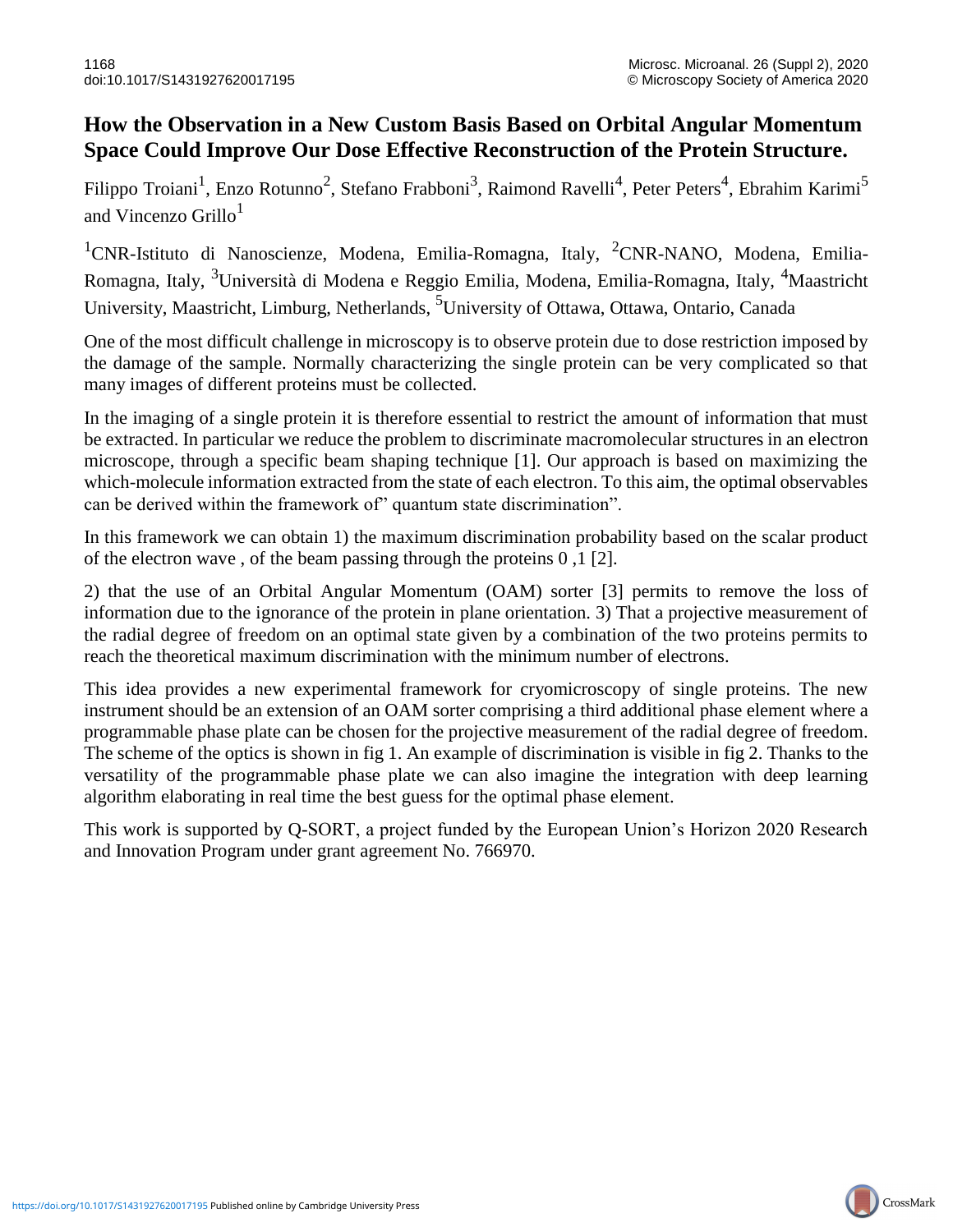# How the Observation in a New Custom Basis Based on Orbital Angular Momentum Space Could Improve Our Dose Effective Reconstruction of the Protein Structure.

Filippo Troiani[1], Enzo Rotunno[2], Stefano Frabboni[3], Raimond Ravelli[4], Peter Peters[4], Ebrahim Karimi[5] and Vincenzo Grillo[1]

[1]CNR-Istituto di Nanoscienze, Modena, Emilia-Romagna, Italy, [2]CNR-NANO, Modena, Emilia-Romagna, Italy, [3]Università di Modena e Reggio Emilia, Modena, Emilia-Romagna, Italy, [4]Maastricht University, Maastricht, Limburg, Netherlands, [5]University of Ottawa, Ottawa, Ontario, Canada

One of the most difficult challenge in microscopy is to observe protein due to dose restriction imposed by the damage of the sample. Normally characterizing the single protein can be very complicated so that many images of different proteins must be collected.

In the imaging of a single protein it is therefore essential to restrict the amount of information that must be extracted. In particular we reduce the problem to discriminate macromolecular structures in an electron microscope, through a specific beam shaping technique [1]. Our approach is based on maximizing the which-molecule information extracted from the state of each electron. To this aim, the optimal observables can be derived within the framework of" quantum state discrimination".

In this framework we can obtain 1) the maximum discrimination probability based on the scalar product of the electron wave , of the beam passing through the proteins 0 ,1 [2].

2) that the use of an Orbital Angular Momentum (OAM) sorter [3] permits to remove the loss of information due to the ignorance of the protein in plane orientation. 3) That a projective measurement of the radial degree of freedom on an optimal state given by a combination of the two proteins permits to reach the theoretical maximum discrimination with the minimum number of electrons.

This idea provides a new experimental framework for cryomicroscopy of single proteins. The new instrument should be an extension of an OAM sorter comprising a third additional phase element where a programmable phase plate can be chosen for the projective measurement of the radial degree of freedom. The scheme of the optics is shown in fig 1. An example of discrimination is visible in fig 2. Thanks to the versatility of the programmable phase plate we can also imagine the integration with deep learning algorithm elaborating in real time the best guess for the optimal phase element.

This work is supported by Q-SORT, a project funded by the European Union's Horizon 2020 Research and Innovation Program under grant agreement No. 766970.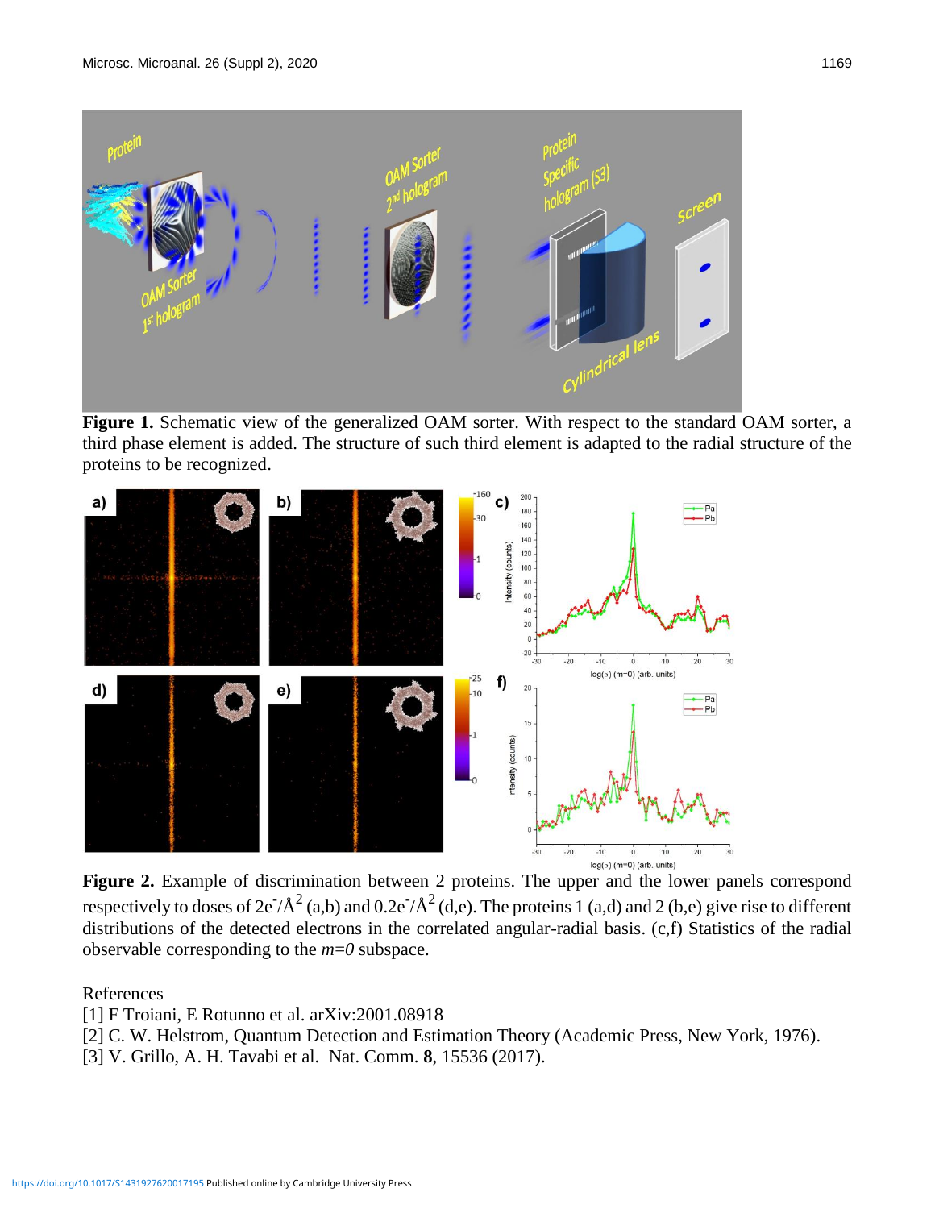Figure 1. Schematic view of the generalized OAM sorter. With respect to the standard OAM sorter, a third phase element is added. The structure of such third element is adapted to the radial structure of the proteins to be recognized.

**Figure 2.** Example of discrimination between 2 proteins. The upper and the lower panels correspond respectively to doses of $2e^-/\text{Å}^2$ (a,b) and $0.2e^-/\text{Å}^2$ (d,e). The proteins 1 (a,d) and 2 (b,e) give rise to different distributions of the detected electrons in the correlated angular-radial basis. (c,f) Statistics of the radial observable corresponding to the $m=0$ subspace.

References

[1] F Troiani, E Rotunno et al. arXiv:2001.08918

[2] C. W. Helstrom, Quantum Detection and Estimation Theory (Academic Press, New York, 1976).

[3] V. Grillo, A. H. Tavabi et al. Nat. Comm. **8**, 15536 (2017).